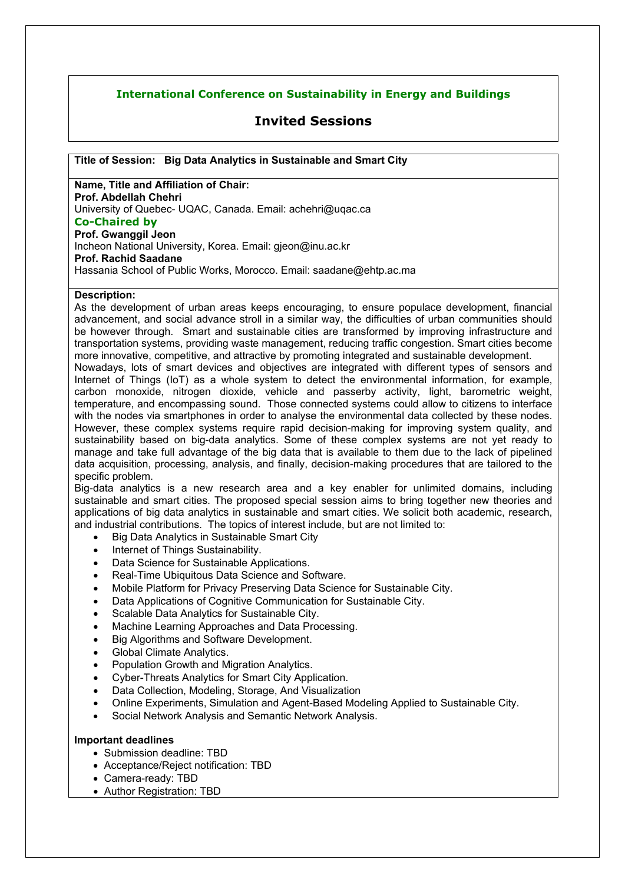# International Conference on Sustainability in Energy and Buildings

## Invited Sessions

**Title of Session: Big Data Analytics in Sustainable and Smart City**

**Name, Title and Affiliation of Chair:**
**Prof. Abdellah Chehri**
University of Quebec- UQAC, Canada. Email: achehri@uqac.ca

**Co-Chaired by**

**Prof. Gwanggil Jeon**
Incheon National University, Korea. Email: gjeon@inu.ac.kr

**Prof. Rachid Saadane**
Hassania School of Public Works, Morocco. Email: saadane@ehtp.ac.ma

**Description:**

As the development of urban areas keeps encouraging, to ensure populace development, financial advancement, and social advance stroll in a similar way, the difficulties of urban communities should be however through. Smart and sustainable cities are transformed by improving infrastructure and transportation systems, providing waste management, reducing traffic congestion. Smart cities become more innovative, competitive, and attractive by promoting integrated and sustainable development.

Nowadays, lots of smart devices and objectives are integrated with different types of sensors and Internet of Things (IoT) as a whole system to detect the environmental information, for example, carbon monoxide, nitrogen dioxide, vehicle and passerby activity, light, barometric weight, temperature, and encompassing sound. Those connected systems could allow to citizens to interface with the nodes via smartphones in order to analyse the environmental data collected by these nodes. However, these complex systems require rapid decision-making for improving system quality, and sustainability based on big-data analytics. Some of these complex systems are not yet ready to manage and take full advantage of the big data that is available to them due to the lack of pipelined data acquisition, processing, analysis, and finally, decision-making procedures that are tailored to the specific problem.

Big-data analytics is a new research area and a key enabler for unlimited domains, including sustainable and smart cities. The proposed special session aims to bring together new theories and applications of big data analytics in sustainable and smart cities. We solicit both academic, research, and industrial contributions. The topics of interest include, but are not limited to:

- Big Data Analytics in Sustainable Smart City
- Internet of Things Sustainability.
- Data Science for Sustainable Applications.
- Real-Time Ubiquitous Data Science and Software.
- Mobile Platform for Privacy Preserving Data Science for Sustainable City.
- Data Applications of Cognitive Communication for Sustainable City.
- Scalable Data Analytics for Sustainable City.
- Machine Learning Approaches and Data Processing.
- Big Algorithms and Software Development.
- Global Climate Analytics.
- Population Growth and Migration Analytics.
- Cyber-Threats Analytics for Smart City Application.
- Data Collection, Modeling, Storage, And Visualization
- Online Experiments, Simulation and Agent-Based Modeling Applied to Sustainable City.
- Social Network Analysis and Semantic Network Analysis.

**Important deadlines**

- Submission deadline: TBD
- Acceptance/Reject notification: TBD
- Camera-ready: TBD
- Author Registration: TBD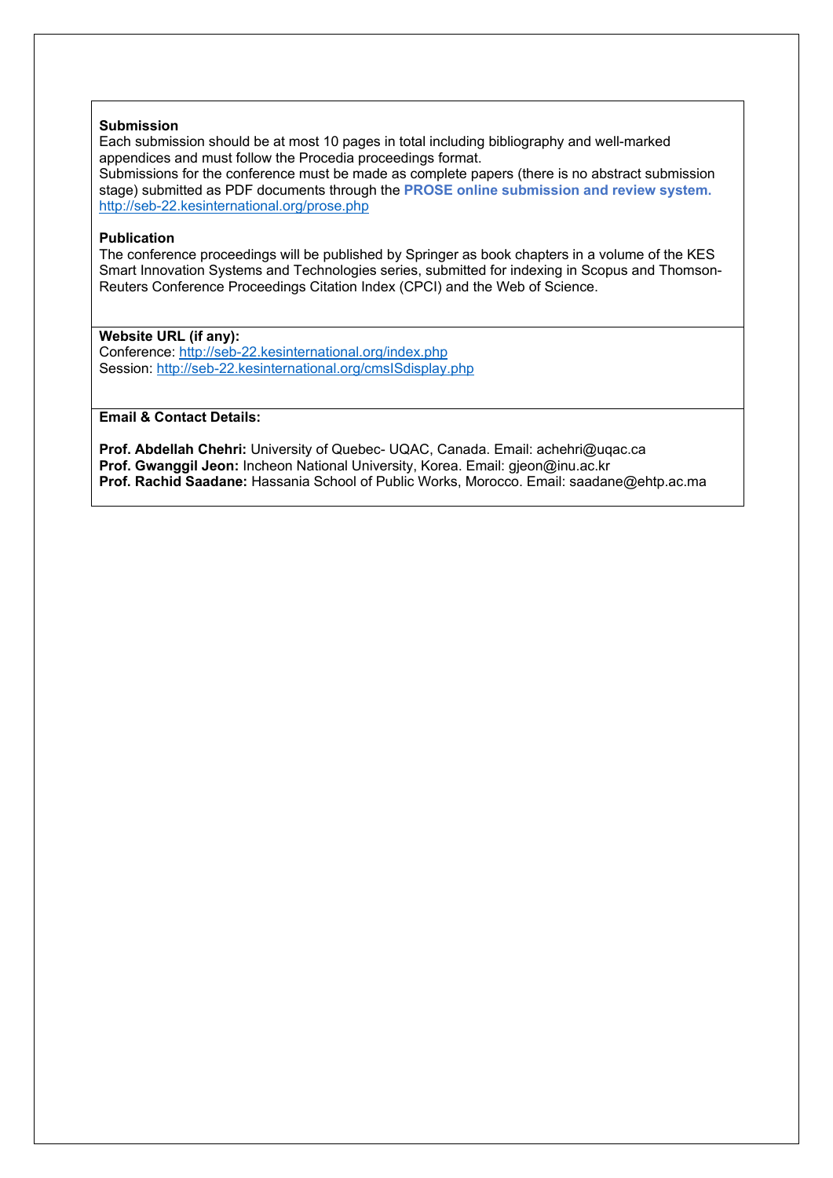**Submission**

Each submission should be at most 10 pages in total including bibliography and well-marked appendices and must follow the Procedia proceedings format.

Submissions for the conference must be made as complete papers (there is no abstract submission stage) submitted as PDF documents through the **PROSE online submission and review system.** http://seb-22.kesinternational.org/prose.php

**Publication**

The conference proceedings will be published by Springer as book chapters in a volume of the KES Smart Innovation Systems and Technologies series, submitted for indexing in Scopus and Thomson-Reuters Conference Proceedings Citation Index (CPCI) and the Web of Science.

**Website URL (if any):**

Conference: http://seb-22.kesinternational.org/index.php
Session: http://seb-22.kesinternational.org/cmsISdisplay.php

**Email & Contact Details:**

**Prof. Abdellah Chehri:** University of Quebec- UQAC, Canada. Email: achehri@uqac.ca
**Prof. Gwanggil Jeon:** Incheon National University, Korea. Email: gjeon@inu.ac.kr
**Prof. Rachid Saadane:** Hassania School of Public Works, Morocco. Email: saadane@ehtp.ac.ma